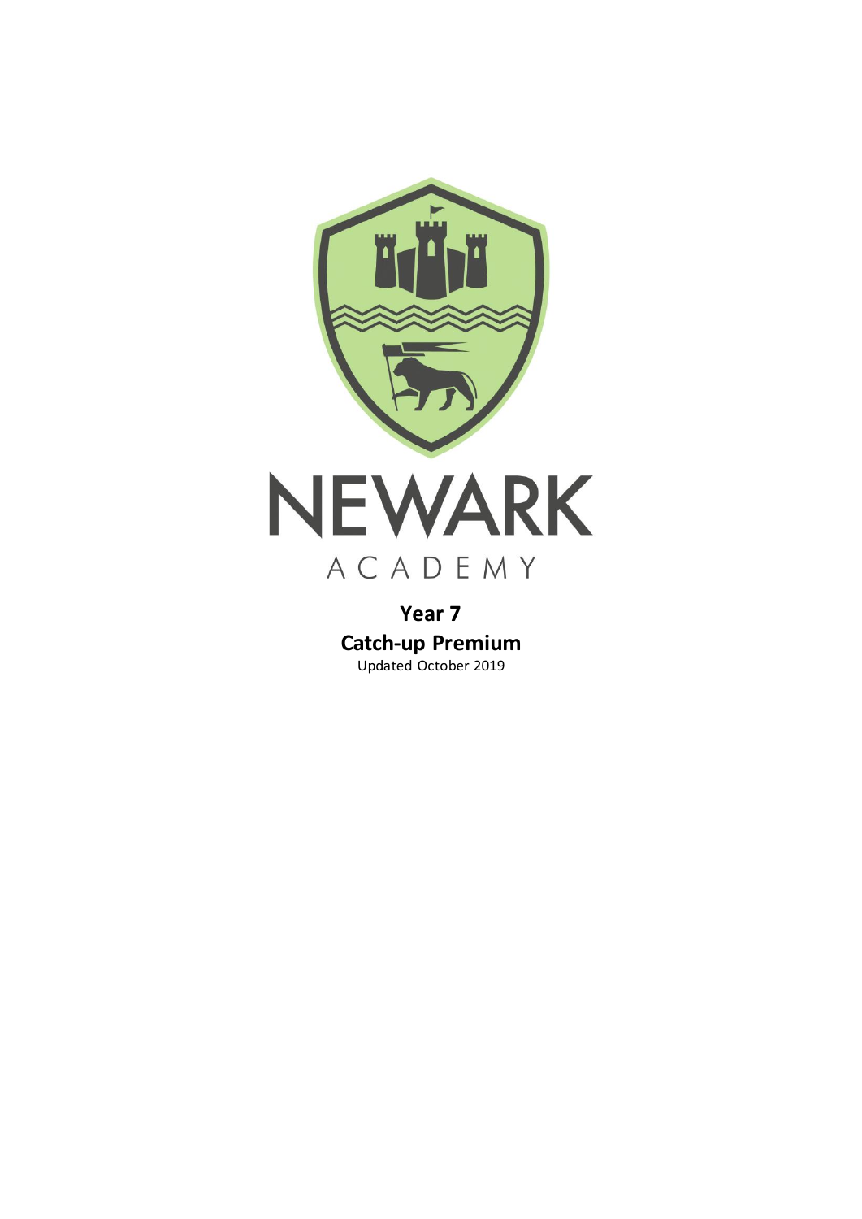# NEWARK ACADEMY

**Year 7**
**Catch-up Premium**
Updated October 2019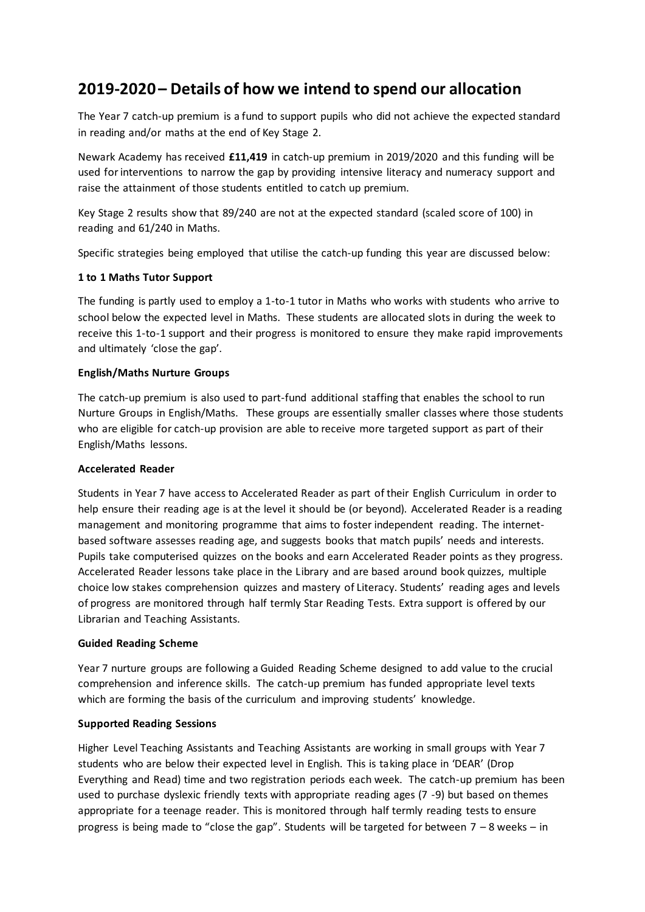## 2019-2020 – Details of how we intend to spend our allocation

The Year 7 catch-up premium is a fund to support pupils who did not achieve the expected standard in reading and/or maths at the end of Key Stage 2.

Newark Academy has received **£11,419** in catch-up premium in 2019/2020 and this funding will be used for interventions to narrow the gap by providing intensive literacy and numeracy support and raise the attainment of those students entitled to catch up premium.

Key Stage 2 results show that 89/240 are not at the expected standard (scaled score of 100) in reading and 61/240 in Maths.

Specific strategies being employed that utilise the catch-up funding this year are discussed below:

**1 to 1 Maths Tutor Support**

The funding is partly used to employ a 1-to-1 tutor in Maths who works with students who arrive to school below the expected level in Maths. These students are allocated slots in during the week to receive this 1-to-1 support and their progress is monitored to ensure they make rapid improvements and ultimately 'close the gap'.

**English/Maths Nurture Groups**

The catch-up premium is also used to part-fund additional staffing that enables the school to run Nurture Groups in English/Maths. These groups are essentially smaller classes where those students who are eligible for catch-up provision are able to receive more targeted support as part of their English/Maths lessons.

**Accelerated Reader**

Students in Year 7 have access to Accelerated Reader as part of their English Curriculum in order to help ensure their reading age is at the level it should be (or beyond). Accelerated Reader is a reading management and monitoring programme that aims to foster independent reading. The internet-based software assesses reading age, and suggests books that match pupils' needs and interests. Pupils take computerised quizzes on the books and earn Accelerated Reader points as they progress. Accelerated Reader lessons take place in the Library and are based around book quizzes, multiple choice low stakes comprehension quizzes and mastery of Literacy. Students' reading ages and levels of progress are monitored through half termly Star Reading Tests. Extra support is offered by our Librarian and Teaching Assistants.

**Guided Reading Scheme**

Year 7 nurture groups are following a Guided Reading Scheme designed to add value to the crucial comprehension and inference skills. The catch-up premium has funded appropriate level texts which are forming the basis of the curriculum and improving students' knowledge.

**Supported Reading Sessions**

Higher Level Teaching Assistants and Teaching Assistants are working in small groups with Year 7 students who are below their expected level in English. This is taking place in 'DEAR' (Drop Everything and Read) time and two registration periods each week. The catch-up premium has been used to purchase dyslexic friendly texts with appropriate reading ages (7 -9) but based on themes appropriate for a teenage reader. This is monitored through half termly reading tests to ensure progress is being made to "close the gap". Students will be targeted for between 7 – 8 weeks – in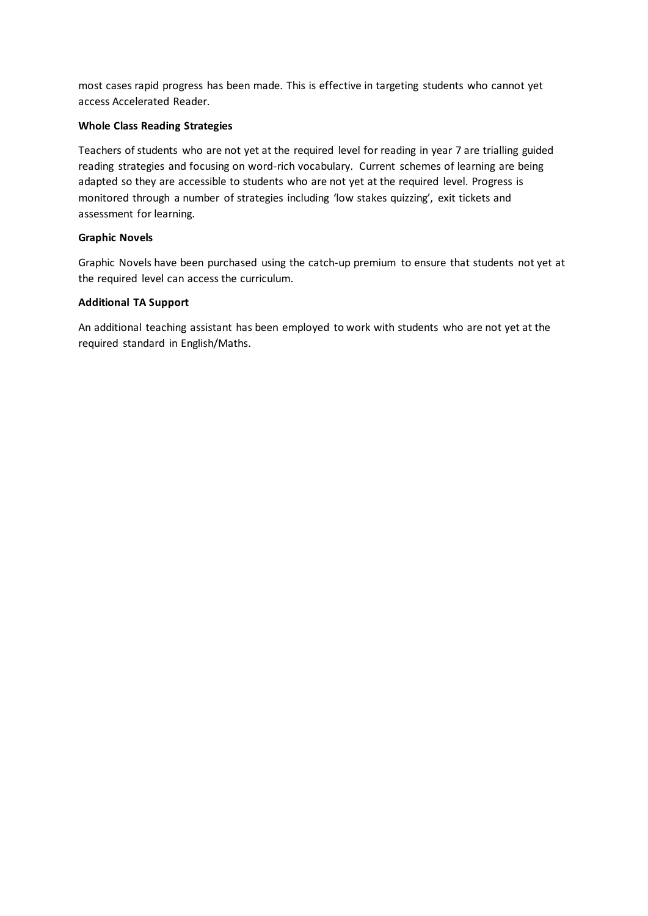most cases rapid progress has been made. This is effective in targeting students who cannot yet access Accelerated Reader.

**Whole Class Reading Strategies**

Teachers of students who are not yet at the required level for reading in year 7 are trialling guided reading strategies and focusing on word-rich vocabulary. Current schemes of learning are being adapted so they are accessible to students who are not yet at the required level. Progress is monitored through a number of strategies including 'low stakes quizzing', exit tickets and assessment for learning.

**Graphic Novels**

Graphic Novels have been purchased using the catch-up premium to ensure that students not yet at the required level can access the curriculum.

**Additional TA Support**

An additional teaching assistant has been employed to work with students who are not yet at the required standard in English/Maths.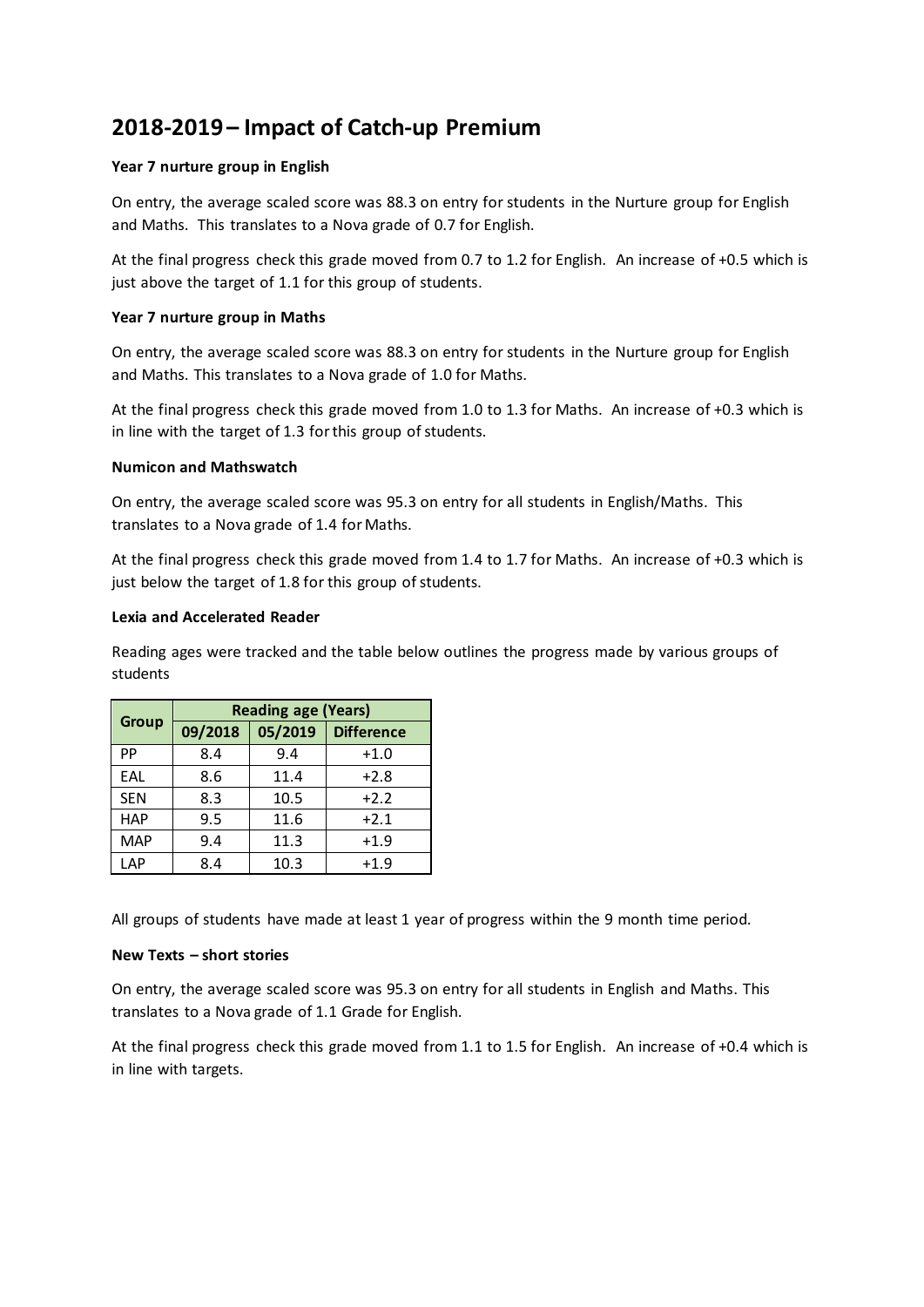# 2018-2019 – Impact of Catch-up Premium

**Year 7 nurture group in English**

On entry, the average scaled score was 88.3 on entry for students in the Nurture group for English and Maths. This translates to a Nova grade of 0.7 for English.

At the final progress check this grade moved from 0.7 to 1.2 for English. An increase of +0.5 which is just above the target of 1.1 for this group of students.

**Year 7 nurture group in Maths**

On entry, the average scaled score was 88.3 on entry for students in the Nurture group for English and Maths. This translates to a Nova grade of 1.0 for Maths.

At the final progress check this grade moved from 1.0 to 1.3 for Maths. An increase of +0.3 which is in line with the target of 1.3 for this group of students.

**Numicon and Mathswatch**

On entry, the average scaled score was 95.3 on entry for all students in English/Maths. This translates to a Nova grade of 1.4 for Maths.

At the final progress check this grade moved from 1.4 to 1.7 for Maths. An increase of +0.3 which is just below the target of 1.8 for this group of students.

**Lexia and Accelerated Reader**

Reading ages were tracked and the table below outlines the progress made by various groups of students

| Group | Reading age (Years) | | |
|---|---|---|---|
| | 09/2018 | 05/2019 | Difference |
| PP | 8.4 | 9.4 | +1.0 |
| EAL | 8.6 | 11.4 | +2.8 |
| SEN | 8.3 | 10.5 | +2.2 |
| HAP | 9.5 | 11.6 | +2.1 |
| MAP | 9.4 | 11.3 | +1.9 |
| LAP | 8.4 | 10.3 | +1.9 |

All groups of students have made at least 1 year of progress within the 9 month time period.

**New Texts – short stories**

On entry, the average scaled score was 95.3 on entry for all students in English and Maths. This translates to a Nova grade of 1.1 Grade for English.

At the final progress check this grade moved from 1.1 to 1.5 for English. An increase of +0.4 which is in line with targets.